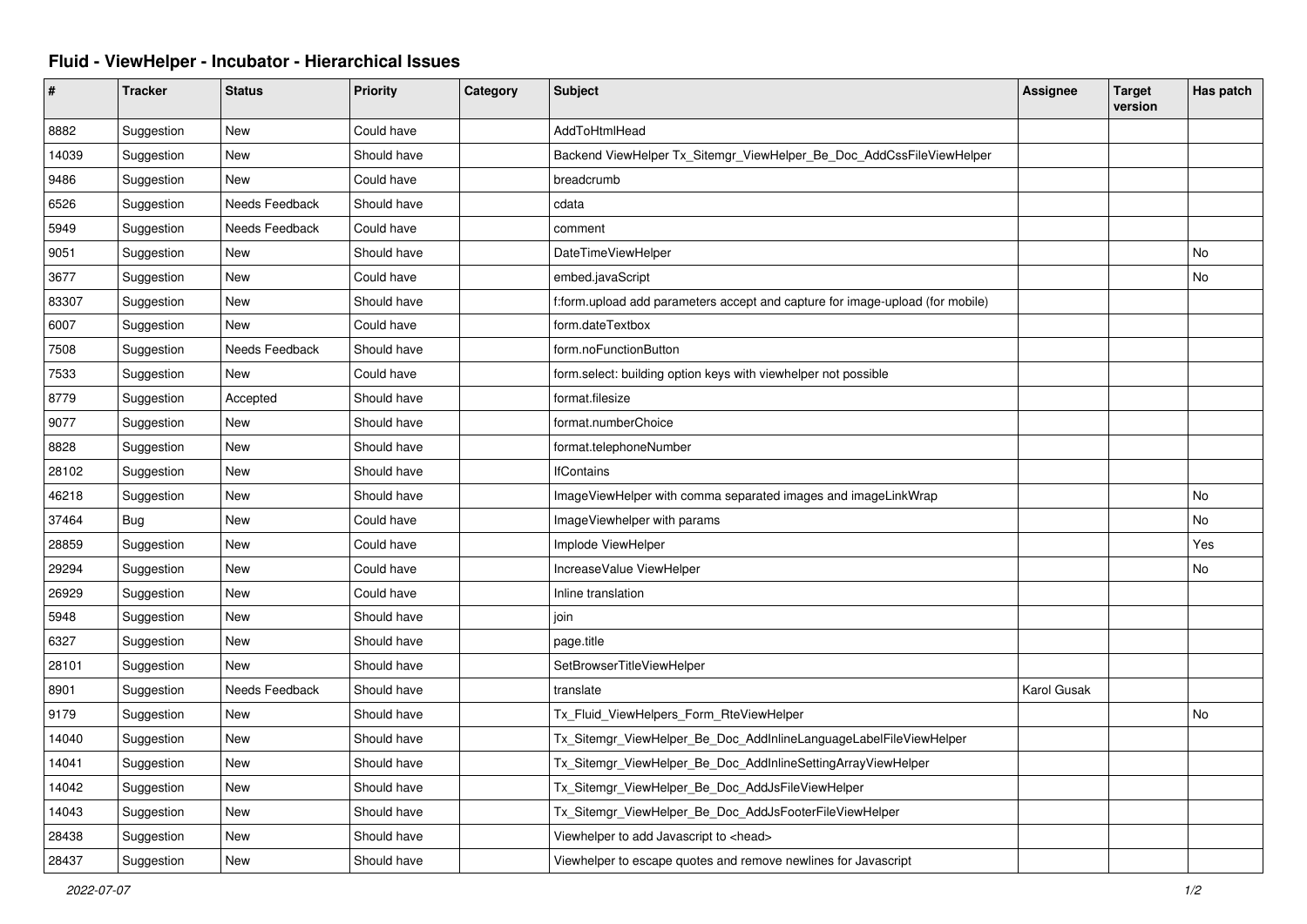# Fluid - ViewHelper - Incubator - Hierarchical Issues

| # | Tracker | Status | Priority | Category | Subject | Assignee | Target version | Has patch |
|---|---|---|---|---|---|---|---|---|
| 8882 | Suggestion | New | Could have | | AddToHtmlHead | | | |
| 14039 | Suggestion | New | Should have | | Backend ViewHelper Tx_Sitemgr_ViewHelper_Be_Doc_AddCssFileViewHelper | | | |
| 9486 | Suggestion | New | Could have | | breadcrumb | | | |
| 6526 | Suggestion | Needs Feedback | Should have | | cdata | | | |
| 5949 | Suggestion | Needs Feedback | Could have | | comment | | | |
| 9051 | Suggestion | New | Should have | | DateTimeViewHelper | | | No |
| 3677 | Suggestion | New | Could have | | embed.javaScript | | | No |
| 83307 | Suggestion | New | Should have | | f:form.upload add parameters accept and capture for image-upload (for mobile) | | | |
| 6007 | Suggestion | New | Could have | | form.dateTextbox | | | |
| 7508 | Suggestion | Needs Feedback | Should have | | form.noFunctionButton | | | |
| 7533 | Suggestion | New | Could have | | form.select: building option keys with viewhelper not possible | | | |
| 8779 | Suggestion | Accepted | Should have | | format.filesize | | | |
| 9077 | Suggestion | New | Should have | | format.numberChoice | | | |
| 8828 | Suggestion | New | Should have | | format.telephoneNumber | | | |
| 28102 | Suggestion | New | Should have | | IfContains | | | |
| 46218 | Suggestion | New | Should have | | ImageViewHelper with comma separated images and imageLinkWrap | | | No |
| 37464 | Bug | New | Could have | | ImageViewhelper with params | | | No |
| 28859 | Suggestion | New | Could have | | Implode ViewHelper | | | Yes |
| 29294 | Suggestion | New | Could have | | IncreaseValue ViewHelper | | | No |
| 26929 | Suggestion | New | Could have | | Inline translation | | | |
| 5948 | Suggestion | New | Should have | | join | | | |
| 6327 | Suggestion | New | Should have | | page.title | | | |
| 28101 | Suggestion | New | Should have | | SetBrowserTitleViewHelper | | | |
| 8901 | Suggestion | Needs Feedback | Should have | | translate | Karol Gusak | | |
| 9179 | Suggestion | New | Should have | | Tx_Fluid_ViewHelpers_Form_RteViewHelper | | | No |
| 14040 | Suggestion | New | Should have | | Tx_Sitemgr_ViewHelper_Be_Doc_AddInlineLanguageLabelFileViewHelper | | | |
| 14041 | Suggestion | New | Should have | | Tx_Sitemgr_ViewHelper_Be_Doc_AddInlineSettingArrayViewHelper | | | |
| 14042 | Suggestion | New | Should have | | Tx_Sitemgr_ViewHelper_Be_Doc_AddJsFileViewHelper | | | |
| 14043 | Suggestion | New | Should have | | Tx_Sitemgr_ViewHelper_Be_Doc_AddJsFooterFileViewHelper | | | |
| 28438 | Suggestion | New | Should have | | Viewhelper to add Javascript to <head> | | | |
| 28437 | Suggestion | New | Should have | | Viewhelper to escape quotes and remove newlines for Javascript | | | |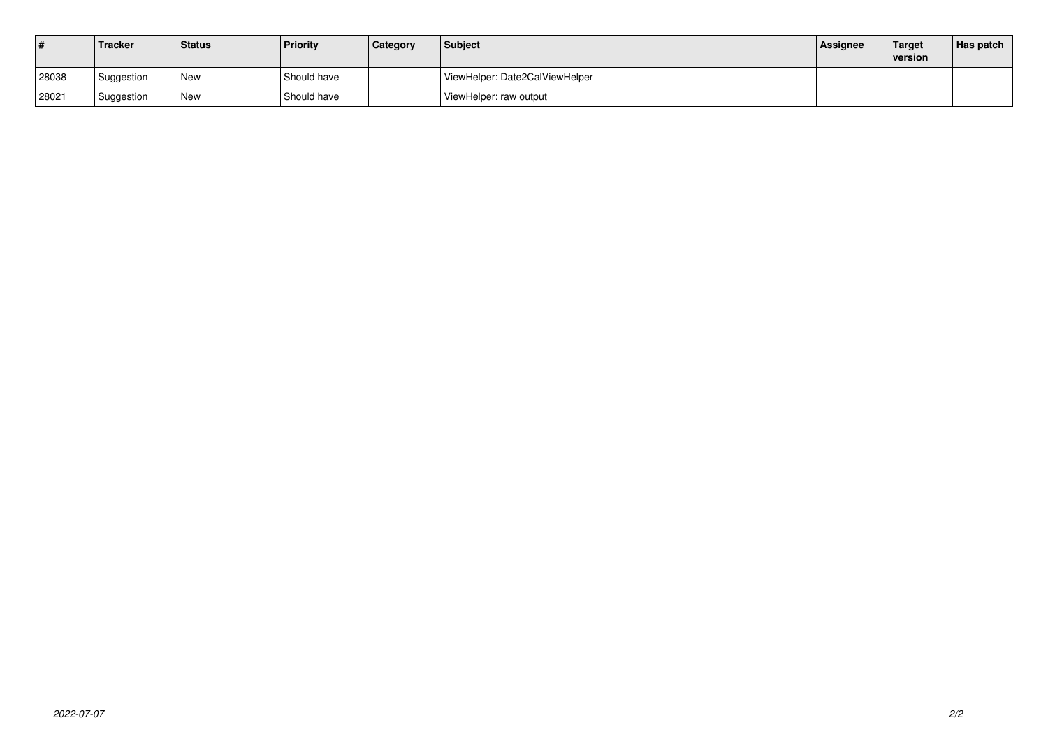| # | Tracker | Status | Priority | Category | Subject | Assignee | Target version | Has patch |
|---|---|---|---|---|---|---|---|---|
| 28038 | Suggestion | New | Should have | | ViewHelper: Date2CalViewHelper | | | |
| 28021 | Suggestion | New | Should have | | ViewHelper: raw output | | | |